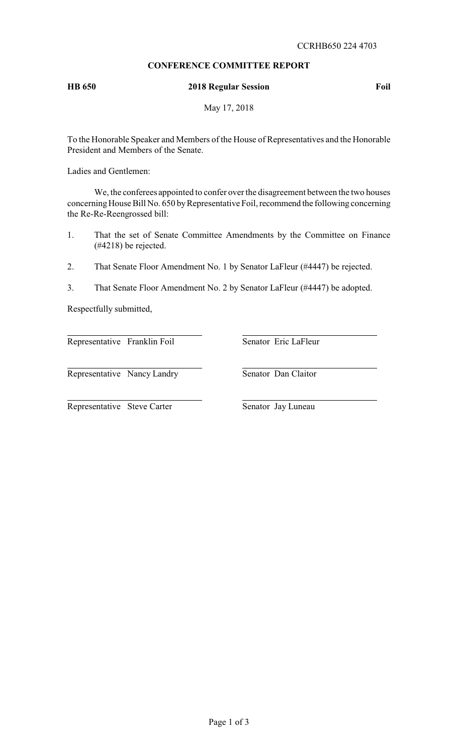CCRHB650 224 4703

**CONFERENCE COMMITTEE REPORT**

**HB 650** **2018 Regular Session** **Foil**

May 17, 2018

To the Honorable Speaker and Members of the House of Representatives and the Honorable President and Members of the Senate.

Ladies and Gentlemen:

We, the conferees appointed to confer over the disagreement between the two houses concerning House Bill No. 650 by Representative Foil, recommend the following concerning the Re-Re-Reengrossed bill:

1. That the set of Senate Committee Amendments by the Committee on Finance (#4218) be rejected.

2. That Senate Floor Amendment No. 1 by Senator LaFleur (#4447) be rejected.

3. That Senate Floor Amendment No. 2 by Senator LaFleur (#4447) be adopted.

Respectfully submitted,

| | |
|---|---|
| Representative Franklin Foil | Senator Eric LaFleur |
| Representative Nancy Landry | Senator Dan Claitor |
| Representative Steve Carter | Senator Jay Luneau |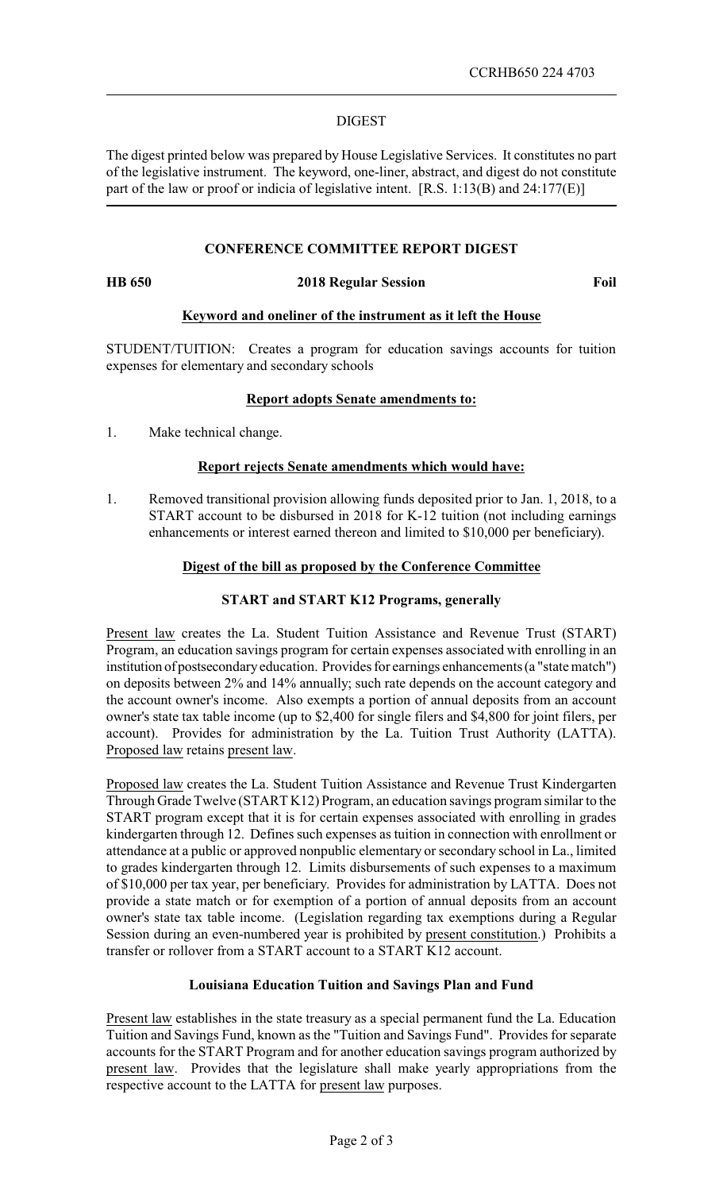CCRHB650 224 4703

## DIGEST

The digest printed below was prepared by House Legislative Services. It constitutes no part of the legislative instrument. The keyword, one-liner, abstract, and digest do not constitute part of the law or proof or indicia of legislative intent. [R.S. 1:13(B) and 24:177(E)]

### CONFERENCE COMMITTEE REPORT DIGEST

**HB 650** **2018 Regular Session** **Foil**

**Keyword and oneliner of the instrument as it left the House**

STUDENT/TUITION: Creates a program for education savings accounts for tuition expenses for elementary and secondary schools

**Report adopts Senate amendments to:**

1. Make technical change.

**Report rejects Senate amendments which would have:**

1. Removed transitional provision allowing funds deposited prior to Jan. 1, 2018, to a START account to be disbursed in 2018 for K-12 tuition (not including earnings enhancements or interest earned thereon and limited to $10,000 per beneficiary).

**Digest of the bill as proposed by the Conference Committee**

**START and START K12 Programs, generally**

Present law creates the La. Student Tuition Assistance and Revenue Trust (START) Program, an education savings program for certain expenses associated with enrolling in an institution of postsecondary education. Provides for earnings enhancements (a "state match") on deposits between 2% and 14% annually; such rate depends on the account category and the account owner's income. Also exempts a portion of annual deposits from an account owner's state tax table income (up to $2,400 for single filers and $4,800 for joint filers, per account). Provides for administration by the La. Tuition Trust Authority (LATTA). Proposed law retains present law.

Proposed law creates the La. Student Tuition Assistance and Revenue Trust Kindergarten Through Grade Twelve (START K12) Program, an education savings program similar to the START program except that it is for certain expenses associated with enrolling in grades kindergarten through 12. Defines such expenses as tuition in connection with enrollment or attendance at a public or approved nonpublic elementary or secondary school in La., limited to grades kindergarten through 12. Limits disbursements of such expenses to a maximum of $10,000 per tax year, per beneficiary. Provides for administration by LATTA. Does not provide a state match or for exemption of a portion of annual deposits from an account owner's state tax table income. (Legislation regarding tax exemptions during a Regular Session during an even-numbered year is prohibited by present constitution.) Prohibits a transfer or rollover from a START account to a START K12 account.

**Louisiana Education Tuition and Savings Plan and Fund**

Present law establishes in the state treasury as a special permanent fund the La. Education Tuition and Savings Fund, known as the "Tuition and Savings Fund". Provides for separate accounts for the START Program and for another education savings program authorized by present law. Provides that the legislature shall make yearly appropriations from the respective account to the LATTA for present law purposes.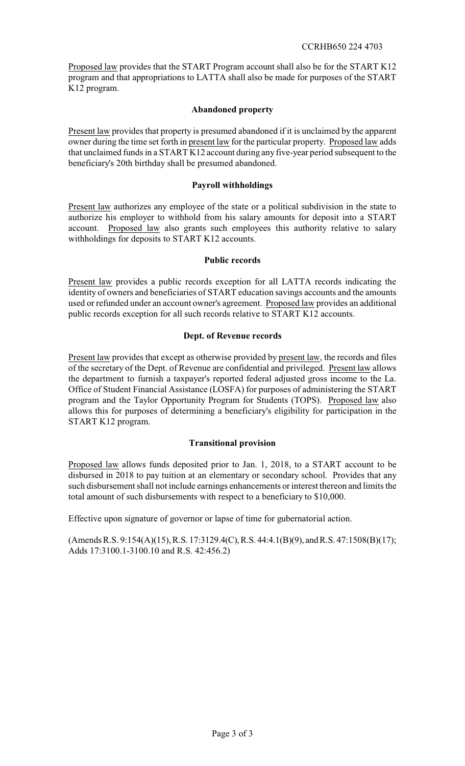Proposed law provides that the START Program account shall also be for the START K12 program and that appropriations to LATTA shall also be made for purposes of the START K12 program.

### Abandoned property

Present law provides that property is presumed abandoned if it is unclaimed by the apparent owner during the time set forth in present law for the particular property. Proposed law adds that unclaimed funds in a START K12 account during any five-year period subsequent to the beneficiary's 20th birthday shall be presumed abandoned.

### Payroll withholdings

Present law authorizes any employee of the state or a political subdivision in the state to authorize his employer to withhold from his salary amounts for deposit into a START account. Proposed law also grants such employees this authority relative to salary withholdings for deposits to START K12 accounts.

### Public records

Present law provides a public records exception for all LATTA records indicating the identity of owners and beneficiaries of START education savings accounts and the amounts used or refunded under an account owner's agreement. Proposed law provides an additional public records exception for all such records relative to START K12 accounts.

### Dept. of Revenue records

Present law provides that except as otherwise provided by present law, the records and files of the secretary of the Dept. of Revenue are confidential and privileged. Present law allows the department to furnish a taxpayer's reported federal adjusted gross income to the La. Office of Student Financial Assistance (LOSFA) for purposes of administering the START program and the Taylor Opportunity Program for Students (TOPS). Proposed law also allows this for purposes of determining a beneficiary's eligibility for participation in the START K12 program.

### Transitional provision

Proposed law allows funds deposited prior to Jan. 1, 2018, to a START account to be disbursed in 2018 to pay tuition at an elementary or secondary school. Provides that any such disbursement shall not include earnings enhancements or interest thereon and limits the total amount of such disbursements with respect to a beneficiary to $10,000.

Effective upon signature of governor or lapse of time for gubernatorial action.

(Amends R.S. 9:154(A)(15), R.S. 17:3129.4(C), R.S. 44:4.1(B)(9), and R.S. 47:1508(B)(17); Adds 17:3100.1-3100.10 and R.S. 42:456.2)